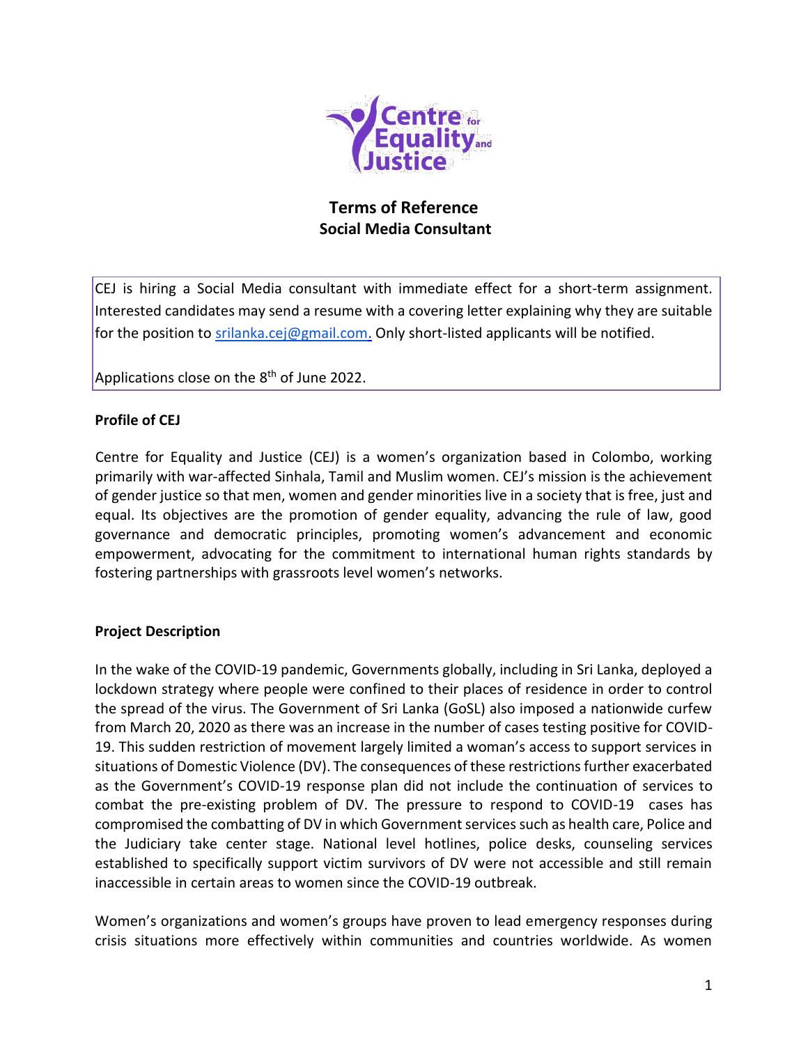# Terms of Reference
## Social Media Consultant

CEJ is hiring a Social Media consultant with immediate effect for a short-term assignment. Interested candidates may send a resume with a covering letter explaining why they are suitable for the position to srilanka.cej@gmail.com. Only short-listed applicants will be notified.

Applications close on the 8th of June 2022.

**Profile of CEJ**

Centre for Equality and Justice (CEJ) is a women's organization based in Colombo, working primarily with war-affected Sinhala, Tamil and Muslim women. CEJ's mission is the achievement of gender justice so that men, women and gender minorities live in a society that is free, just and equal. Its objectives are the promotion of gender equality, advancing the rule of law, good governance and democratic principles, promoting women's advancement and economic empowerment, advocating for the commitment to international human rights standards by fostering partnerships with grassroots level women's networks.

**Project Description**

In the wake of the COVID-19 pandemic, Governments globally, including in Sri Lanka, deployed a lockdown strategy where people were confined to their places of residence in order to control the spread of the virus. The Government of Sri Lanka (GoSL) also imposed a nationwide curfew from March 20, 2020 as there was an increase in the number of cases testing positive for COVID-19. This sudden restriction of movement largely limited a woman's access to support services in situations of Domestic Violence (DV). The consequences of these restrictions further exacerbated as the Government's COVID-19 response plan did not include the continuation of services to combat the pre-existing problem of DV. The pressure to respond to COVID-19 cases has compromised the combatting of DV in which Government services such as health care, Police and the Judiciary take center stage. National level hotlines, police desks, counseling services established to specifically support victim survivors of DV were not accessible and still remain inaccessible in certain areas to women since the COVID-19 outbreak.

Women's organizations and women's groups have proven to lead emergency responses during crisis situations more effectively within communities and countries worldwide. As women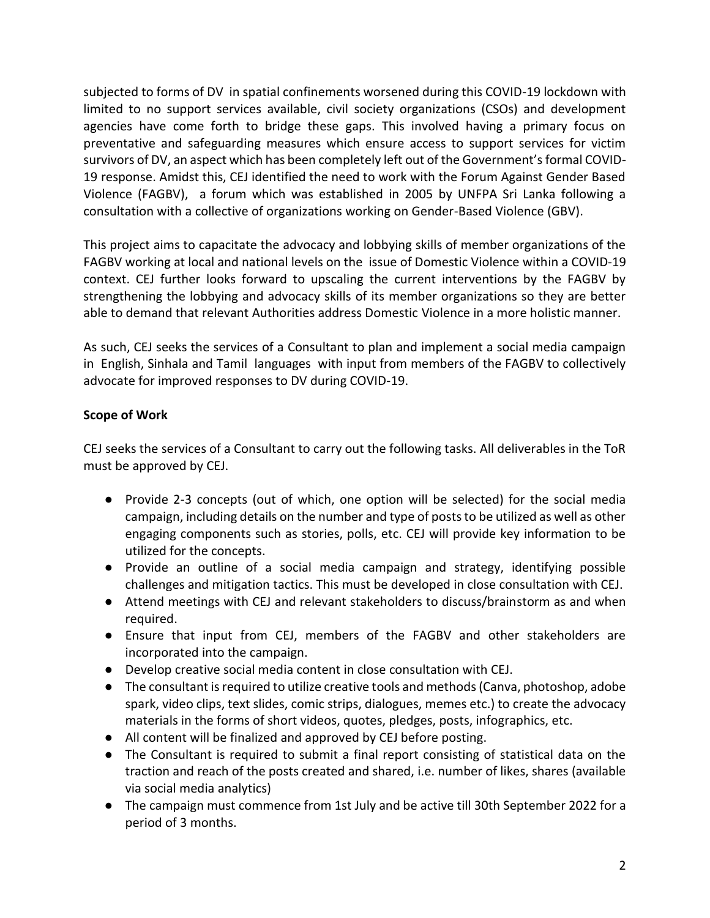subjected to forms of DV in spatial confinements worsened during this COVID-19 lockdown with limited to no support services available, civil society organizations (CSOs) and development agencies have come forth to bridge these gaps. This involved having a primary focus on preventative and safeguarding measures which ensure access to support services for victim survivors of DV, an aspect which has been completely left out of the Government's formal COVID-19 response. Amidst this, CEJ identified the need to work with the Forum Against Gender Based Violence (FAGBV), a forum which was established in 2005 by UNFPA Sri Lanka following a consultation with a collective of organizations working on Gender-Based Violence (GBV).

This project aims to capacitate the advocacy and lobbying skills of member organizations of the FAGBV working at local and national levels on the issue of Domestic Violence within a COVID-19 context. CEJ further looks forward to upscaling the current interventions by the FAGBV by strengthening the lobbying and advocacy skills of its member organizations so they are better able to demand that relevant Authorities address Domestic Violence in a more holistic manner.

As such, CEJ seeks the services of a Consultant to plan and implement a social media campaign in English, Sinhala and Tamil languages with input from members of the FAGBV to collectively advocate for improved responses to DV during COVID-19.

**Scope of Work**

CEJ seeks the services of a Consultant to carry out the following tasks. All deliverables in the ToR must be approved by CEJ.

- Provide 2-3 concepts (out of which, one option will be selected) for the social media campaign, including details on the number and type of posts to be utilized as well as other engaging components such as stories, polls, etc. CEJ will provide key information to be utilized for the concepts.
- Provide an outline of a social media campaign and strategy, identifying possible challenges and mitigation tactics. This must be developed in close consultation with CEJ.
- Attend meetings with CEJ and relevant stakeholders to discuss/brainstorm as and when required.
- Ensure that input from CEJ, members of the FAGBV and other stakeholders are incorporated into the campaign.
- Develop creative social media content in close consultation with CEJ.
- The consultant is required to utilize creative tools and methods (Canva, photoshop, adobe spark, video clips, text slides, comic strips, dialogues, memes etc.) to create the advocacy materials in the forms of short videos, quotes, pledges, posts, infographics, etc.
- All content will be finalized and approved by CEJ before posting.
- The Consultant is required to submit a final report consisting of statistical data on the traction and reach of the posts created and shared, i.e. number of likes, shares (available via social media analytics)
- The campaign must commence from 1st July and be active till 30th September 2022 for a period of 3 months.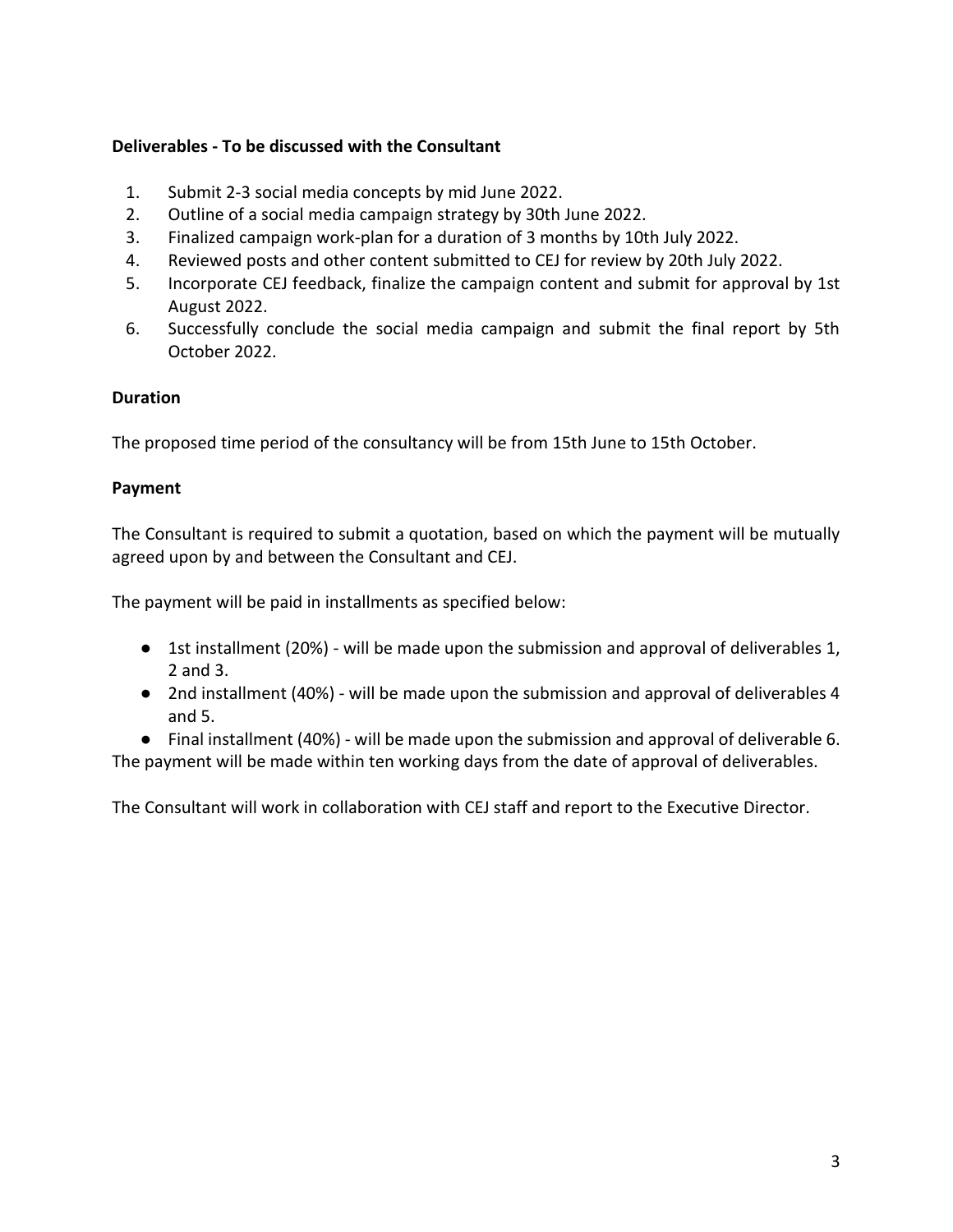**Deliverables - To be discussed with the Consultant**

1. Submit 2-3 social media concepts by mid June 2022.
2. Outline of a social media campaign strategy by 30th June 2022.
3. Finalized campaign work-plan for a duration of 3 months by 10th July 2022.
4. Reviewed posts and other content submitted to CEJ for review by 20th July 2022.
5. Incorporate CEJ feedback, finalize the campaign content and submit for approval by 1st August 2022.
6. Successfully conclude the social media campaign and submit the final report by 5th October 2022.

**Duration**

The proposed time period of the consultancy will be from 15th June to 15th October.

**Payment**

The Consultant is required to submit a quotation, based on which the payment will be mutually agreed upon by and between the Consultant and CEJ.

The payment will be paid in installments as specified below:

- 1st installment (20%) - will be made upon the submission and approval of deliverables 1, 2 and 3.
- 2nd installment (40%) - will be made upon the submission and approval of deliverables 4 and 5.
- Final installment (40%) - will be made upon the submission and approval of deliverable 6.

The payment will be made within ten working days from the date of approval of deliverables.

The Consultant will work in collaboration with CEJ staff and report to the Executive Director.